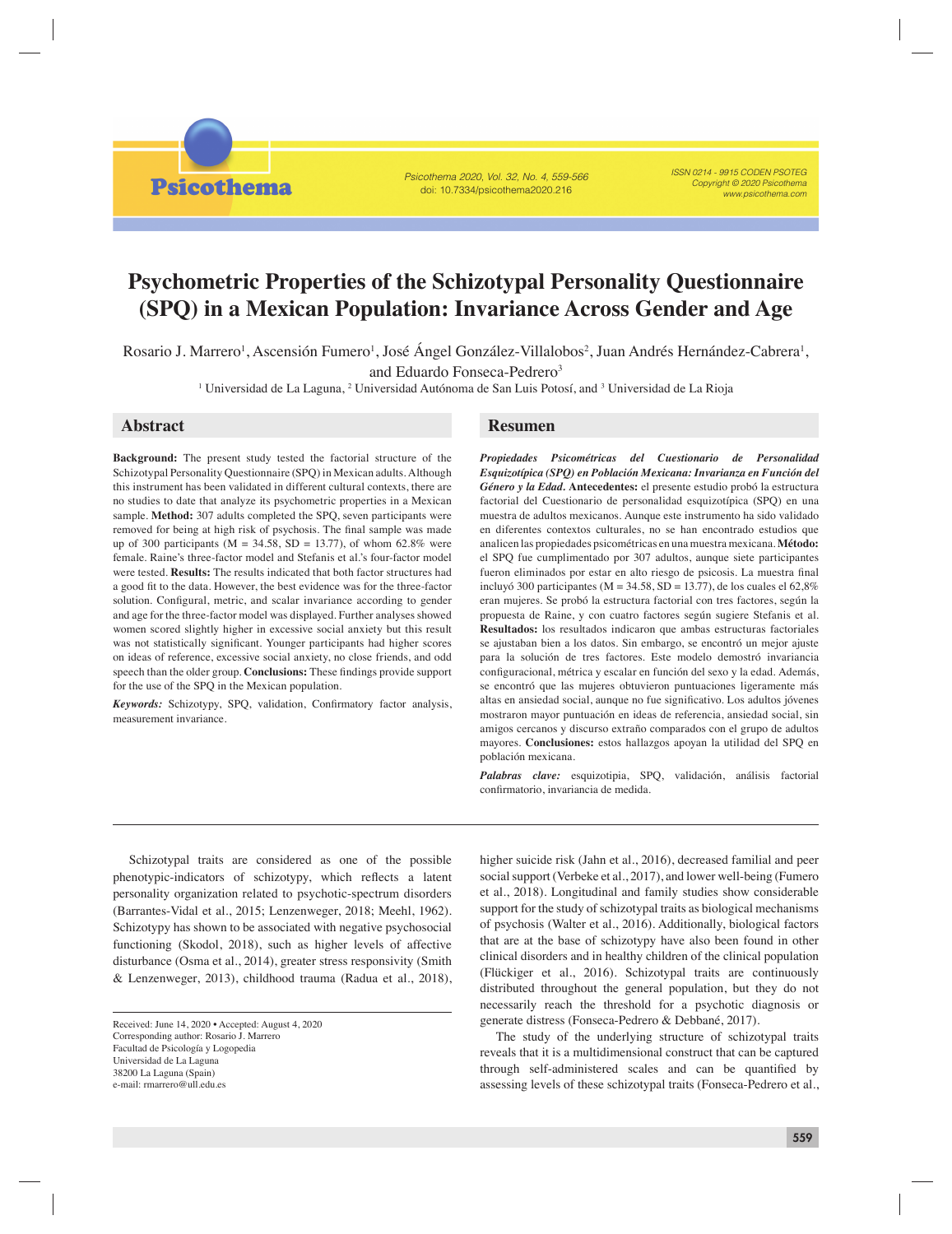# Psychometric Properties of the Schizotypal Personality Questionnaire (SPQ) in a Mexican Population: Invariance Across Gender and Age

Rosario J. Marrero[1], Ascensión Fumero[1], José Ángel González-Villalobos[2], Juan Andrés Hernández-Cabrera[1], and Eduardo Fonseca-Pedrero[3]

[1] Universidad de La Laguna, [2] Universidad Autónoma de San Luis Potosí, and [3] Universidad de La Rioja

## Abstract

**Background:** The present study tested the factorial structure of the Schizotypal Personality Questionnaire (SPQ) in Mexican adults. Although this instrument has been validated in different cultural contexts, there are no studies to date that analyze its psychometric properties in a Mexican sample. **Method:** 307 adults completed the SPQ, seven participants were removed for being at high risk of psychosis. The final sample was made up of 300 participants (M = 34.58, SD = 13.77), of whom 62.8% were female. Raine's three-factor model and Stefanis et al.'s four-factor model were tested. **Results:** The results indicated that both factor structures had a good fit to the data. However, the best evidence was for the three-factor solution. Configural, metric, and scalar invariance according to gender and age for the three-factor model was displayed. Further analyses showed women scored slightly higher in excessive social anxiety but this result was not statistically significant. Younger participants had higher scores on ideas of reference, excessive social anxiety, no close friends, and odd speech than the older group. **Conclusions:** These findings provide support for the use of the SPQ in the Mexican population.

***Keywords:*** Schizotypy, SPQ, validation, Confirmatory factor analysis, measurement invariance.

## Resumen

***Propiedades Psicométricas del Cuestionario de Personalidad Esquizotípica (SPQ) en Población Mexicana: Invarianza en Función del Género y la Edad.*** **Antecedentes:** el presente estudio probó la estructura factorial del Cuestionario de personalidad esquizotípica (SPQ) en una muestra de adultos mexicanos. Aunque este instrumento ha sido validado en diferentes contextos culturales, no se han encontrado estudios que analicen las propiedades psicométricas en una muestra mexicana. **Método:** el SPQ fue cumplimentado por 307 adultos, aunque siete participantes fueron eliminados por estar en alto riesgo de psicosis. La muestra final incluyó 300 participantes (M = 34.58, SD = 13.77), de los cuales el 62,8% eran mujeres. Se probó la estructura factorial con tres factores, según la propuesta de Raine, y con cuatro factores según sugiere Stefanis et al. **Resultados:** los resultados indicaron que ambas estructuras factoriales se ajustaban bien a los datos. Sin embargo, se encontró un mejor ajuste para la solución de tres factores. Este modelo demostró invariancia configuracional, métrica y escalar en función del sexo y la edad. Además, se encontró que las mujeres obtuvieron puntuaciones ligeramente más altas en ansiedad social, aunque no fue significativo. Los adultos jóvenes mostraron mayor puntuación en ideas de referencia, ansiedad social, sin amigos cercanos y discurso extraño comparados con el grupo de adultos mayores. **Conclusiones:** estos hallazgos apoyan la utilidad del SPQ en población mexicana.

***Palabras clave:*** esquizotipia, SPQ, validación, análisis factorial confirmatorio, invariancia de medida.

---

Schizotypal traits are considered as one of the possible phenotypic-indicators of schizotypy, which reflects a latent personality organization related to psychotic-spectrum disorders (Barrantes-Vidal et al., 2015; Lenzenweger, 2018; Meehl, 1962). Schizotypy has shown to be associated with negative psychosocial functioning (Skodol, 2018), such as higher levels of affective disturbance (Osma et al., 2014), greater stress responsivity (Smith & Lenzenweger, 2013), childhood trauma (Radua et al., 2018), higher suicide risk (Jahn et al., 2016), decreased familial and peer social support (Verbeke et al., 2017), and lower well-being (Fumero et al., 2018). Longitudinal and family studies show considerable support for the study of schizotypal traits as biological mechanisms of psychosis (Walter et al., 2016). Additionally, biological factors that are at the base of schizotypy have also been found in other clinical disorders and in healthy children of the clinical population (Flückiger et al., 2016). Schizotypal traits are continuously distributed throughout the general population, but they do not necessarily reach the threshold for a psychotic diagnosis or generate distress (Fonseca-Pedrero & Debbané, 2017).

The study of the underlying structure of schizotypal traits reveals that it is a multidimensional construct that can be captured through self-administered scales and can be quantified by assessing levels of these schizotypal traits (Fonseca-Pedrero et al.,

Received: June 14, 2020 • Accepted: August 4, 2020
Corresponding author: Rosario J. Marrero
Facultad de Psicología y Logopedia
Universidad de La Laguna
38200 La Laguna (Spain)
e-mail: rmarrero@ull.edu.es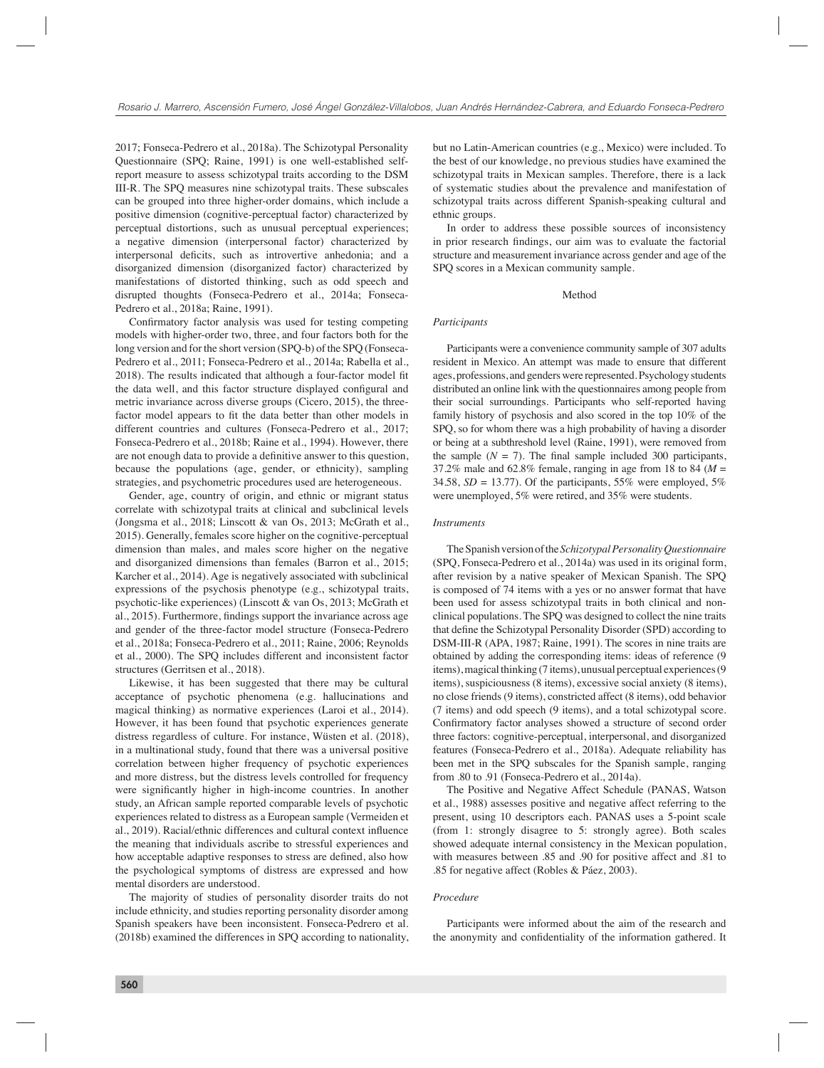2017; Fonseca-Pedrero et al., 2018a). The Schizotypal Personality Questionnaire (SPQ; Raine, 1991) is one well-established self-report measure to assess schizotypal traits according to the DSM III-R. The SPQ measures nine schizotypal traits. These subscales can be grouped into three higher-order domains, which include a positive dimension (cognitive-perceptual factor) characterized by perceptual distortions, such as unusual perceptual experiences; a negative dimension (interpersonal factor) characterized by interpersonal deficits, such as introvertive anhedonia; and a disorganized dimension (disorganized factor) characterized by manifestations of distorted thinking, such as odd speech and disrupted thoughts (Fonseca-Pedrero et al., 2014a; Fonseca-Pedrero et al., 2018a; Raine, 1991).

Confirmatory factor analysis was used for testing competing models with higher-order two, three, and four factors both for the long version and for the short version (SPQ-b) of the SPQ (Fonseca-Pedrero et al., 2011; Fonseca-Pedrero et al., 2014a; Rabella et al., 2018). The results indicated that although a four-factor model fit the data well, and this factor structure displayed configural and metric invariance across diverse groups (Cicero, 2015), the three-factor model appears to fit the data better than other models in different countries and cultures (Fonseca-Pedrero et al., 2017; Fonseca-Pedrero et al., 2018b; Raine et al., 1994). However, there are not enough data to provide a definitive answer to this question, because the populations (age, gender, or ethnicity), sampling strategies, and psychometric procedures used are heterogeneous.

Gender, age, country of origin, and ethnic or migrant status correlate with schizotypal traits at clinical and subclinical levels (Jongsma et al., 2018; Linscott & van Os, 2013; McGrath et al., 2015). Generally, females score higher on the cognitive-perceptual dimension than males, and males score higher on the negative and disorganized dimensions than females (Barron et al., 2015; Karcher et al., 2014). Age is negatively associated with subclinical expressions of the psychosis phenotype (e.g., schizotypal traits, psychotic-like experiences) (Linscott & van Os, 2013; McGrath et al., 2015). Furthermore, findings support the invariance across age and gender of the three-factor model structure (Fonseca-Pedrero et al., 2018a; Fonseca-Pedrero et al., 2011; Raine, 2006; Reynolds et al., 2000). The SPQ includes different and inconsistent factor structures (Gerritsen et al., 2018).

Likewise, it has been suggested that there may be cultural acceptance of psychotic phenomena (e.g. hallucinations and magical thinking) as normative experiences (Laroi et al., 2014). However, it has been found that psychotic experiences generate distress regardless of culture. For instance, Wüsten et al. (2018), in a multinational study, found that there was a universal positive correlation between higher frequency of psychotic experiences and more distress, but the distress levels controlled for frequency were significantly higher in high-income countries. In another study, an African sample reported comparable levels of psychotic experiences related to distress as a European sample (Vermeiden et al., 2019). Racial/ethnic differences and cultural context influence the meaning that individuals ascribe to stressful experiences and how acceptable adaptive responses to stress are defined, also how the psychological symptoms of distress are expressed and how mental disorders are understood.

The majority of studies of personality disorder traits do not include ethnicity, and studies reporting personality disorder among Spanish speakers have been inconsistent. Fonseca-Pedrero et al. (2018b) examined the differences in SPQ according to nationality, but no Latin-American countries (e.g., Mexico) were included. To the best of our knowledge, no previous studies have examined the schizotypal traits in Mexican samples. Therefore, there is a lack of systematic studies about the prevalence and manifestation of schizotypal traits across different Spanish-speaking cultural and ethnic groups.

In order to address these possible sources of inconsistency in prior research findings, our aim was to evaluate the factorial structure and measurement invariance across gender and age of the SPQ scores in a Mexican community sample.

## Method

### *Participants*

Participants were a convenience community sample of 307 adults resident in Mexico. An attempt was made to ensure that different ages, professions, and genders were represented. Psychology students distributed an online link with the questionnaires among people from their social surroundings. Participants who self-reported having family history of psychosis and also scored in the top 10% of the SPQ, so for whom there was a high probability of having a disorder or being at a subthreshold level (Raine, 1991), were removed from the sample ($N$ = 7). The final sample included 300 participants, 37.2% male and 62.8% female, ranging in age from 18 to 84 ($M$ = 34.58, $SD$ = 13.77). Of the participants, 55% were employed, 5% were unemployed, 5% were retired, and 35% were students.

### *Instruments*

The Spanish version of the *Schizotypal Personality Questionnaire* (SPQ, Fonseca-Pedrero et al., 2014a) was used in its original form, after revision by a native speaker of Mexican Spanish. The SPQ is composed of 74 items with a yes or no answer format that have been used for assess schizotypal traits in both clinical and non-clinical populations. The SPQ was designed to collect the nine traits that define the Schizotypal Personality Disorder (SPD) according to DSM-III-R (APA, 1987; Raine, 1991). The scores in nine traits are obtained by adding the corresponding items: ideas of reference (9 items), magical thinking (7 items), unusual perceptual experiences (9 items), suspiciousness (8 items), excessive social anxiety (8 items), no close friends (9 items), constricted affect (8 items), odd behavior (7 items) and odd speech (9 items), and a total schizotypal score. Confirmatory factor analyses showed a structure of second order three factors: cognitive-perceptual, interpersonal, and disorganized features (Fonseca-Pedrero et al., 2018a). Adequate reliability has been met in the SPQ subscales for the Spanish sample, ranging from .80 to .91 (Fonseca-Pedrero et al., 2014a).

The Positive and Negative Affect Schedule (PANAS, Watson et al., 1988) assesses positive and negative affect referring to the present, using 10 descriptors each. PANAS uses a 5-point scale (from 1: strongly disagree to 5: strongly agree). Both scales showed adequate internal consistency in the Mexican population, with measures between .85 and .90 for positive affect and .81 to .85 for negative affect (Robles & Páez, 2003).

### *Procedure*

Participants were informed about the aim of the research and the anonymity and confidentiality of the information gathered. It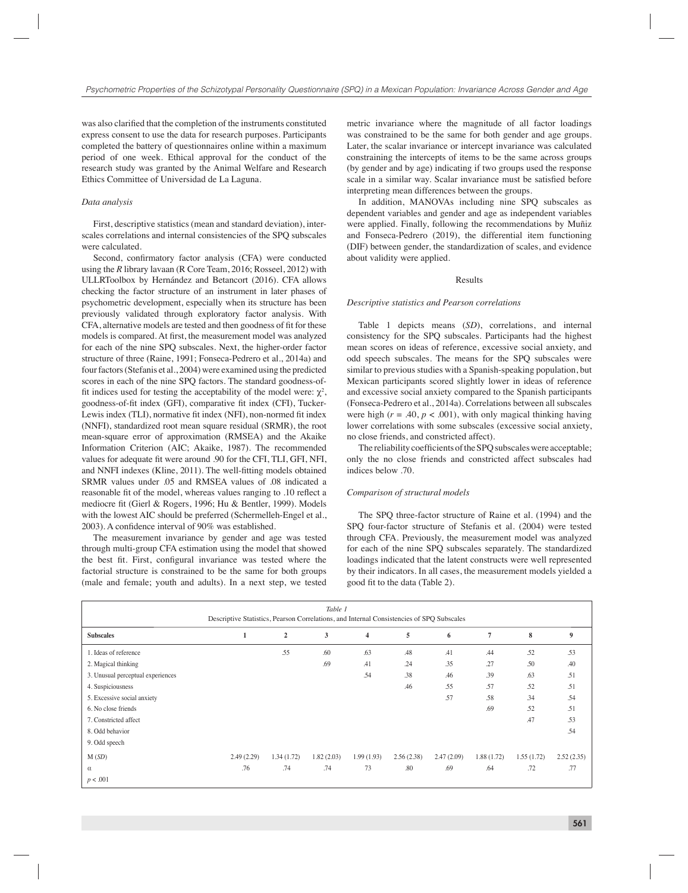was also clarified that the completion of the instruments constituted express consent to use the data for research purposes. Participants completed the battery of questionnaires online within a maximum period of one week. Ethical approval for the conduct of the research study was granted by the Animal Welfare and Research Ethics Committee of Universidad de La Laguna.

### *Data analysis*

First, descriptive statistics (mean and standard deviation), inter-scales correlations and internal consistencies of the SPQ subscales were calculated.

Second, confirmatory factor analysis (CFA) were conducted using the *R* library lavaan (R Core Team, 2016; Rosseel, 2012) with ULLRToolbox by Hernández and Betancort (2016). CFA allows checking the factor structure of an instrument in later phases of psychometric development, especially when its structure has been previously validated through exploratory factor analysis. With CFA, alternative models are tested and then goodness of fit for these models is compared. At first, the measurement model was analyzed for each of the nine SPQ subscales. Next, the higher-order factor structure of three (Raine, 1991; Fonseca-Pedrero et al., 2014a) and four factors (Stefanis et al., 2004) were examined using the predicted scores in each of the nine SPQ factors. The standard goodness-of-fit indices used for testing the acceptability of the model were: $\chi^2$, goodness-of-fit index (GFI), comparative fit index (CFI), Tucker-Lewis index (TLI), normative fit index (NFI), non-normed fit index (NNFI), standardized root mean square residual (SRMR), the root mean-square error of approximation (RMSEA) and the Akaike Information Criterion (AIC; Akaike, 1987). The recommended values for adequate fit were around .90 for the CFI, TLI, GFI, NFI, and NNFI indexes (Kline, 2011). The well-fitting models obtained SRMR values under .05 and RMSEA values of .08 indicated a reasonable fit of the model, whereas values ranging to .10 reflect a mediocre fit (Gierl & Rogers, 1996; Hu & Bentler, 1999). Models with the lowest AIC should be preferred (Schermelleh-Engel et al., 2003). A confidence interval of 90% was established.

The measurement invariance by gender and age was tested through multi-group CFA estimation using the model that showed the best fit. First, configural invariance was tested where the factorial structure is constrained to be the same for both groups (male and female; youth and adults). In a next step, we tested metric invariance where the magnitude of all factor loadings was constrained to be the same for both gender and age groups. Later, the scalar invariance or intercept invariance was calculated constraining the intercepts of items to be the same across groups (by gender and by age) indicating if two groups used the response scale in a similar way. Scalar invariance must be satisfied before interpreting mean differences between the groups.

In addition, MANOVAs including nine SPQ subscales as dependent variables and gender and age as independent variables were applied. Finally, following the recommendations by Muñiz and Fonseca-Pedrero (2019), the differential item functioning (DIF) between gender, the standardization of scales, and evidence about validity were applied.

## Results

### *Descriptive statistics and Pearson correlations*

Table 1 depicts means (*SD*), correlations, and internal consistency for the SPQ subscales. Participants had the highest mean scores on ideas of reference, excessive social anxiety, and odd speech subscales. The means for the SPQ subscales were similar to previous studies with a Spanish-speaking population, but Mexican participants scored slightly lower in ideas of reference and excessive social anxiety compared to the Spanish participants (Fonseca-Pedrero et al., 2014a). Correlations between all subscales were high ($r$ = .40, $p$ < .001), with only magical thinking having lower correlations with some subscales (excessive social anxiety, no close friends, and constricted affect).

The reliability coefficients of the SPQ subscales were acceptable; only the no close friends and constricted affect subscales had indices below .70.

### *Comparison of structural models*

The SPQ three-factor structure of Raine et al. (1994) and the SPQ four-factor structure of Stefanis et al. (2004) were tested through CFA. Previously, the measurement model was analyzed for each of the nine SPQ subscales separately. The standardized loadings indicated that the latent constructs were well represented by their indicators. In all cases, the measurement models yielded a good fit to the data (Table 2).

*Table 1*
Descriptive Statistics, Pearson Correlations, and Internal Consistencies of SPQ Subscales

| Subscales | 1 | 2 | 3 | 4 | 5 | 6 | 7 | 8 | 9 |
|---|---|---|---|---|---|---|---|---|---|
| 1. Ideas of reference | | .55 | .60 | .63 | .48 | .41 | .44 | .52 | .53 |
| 2. Magical thinking | | | .69 | .41 | .24 | .35 | .27 | .50 | .40 |
| 3. Unusual perceptual experiences | | | | .54 | .38 | .46 | .39 | .63 | .51 |
| 4. Suspiciousness | | | | | .46 | .55 | .57 | .52 | .51 |
| 5. Excessive social anxiety | | | | | | .57 | .58 | .34 | .54 |
| 6. No close friends | | | | | | | .69 | .52 | .51 |
| 7. Constricted affect | | | | | | | | .47 | .53 |
| 8. Odd behavior | | | | | | | | | .54 |
| 9. Odd speech | | | | | | | | | |
| M (*SD*) | 2.49 (2.29) | 1.34 (1.72) | 1.82 (2.03) | 1.99 (1.93) | 2.56 (2.38) | 2.47 (2.09) | 1.88 (1.72) | 1.55 (1.72) | 2.52 (2.35) |
| α | .76 | .74 | .74 | 73 | .80 | .69 | .64 | .72 | .77 |

$p$ < .001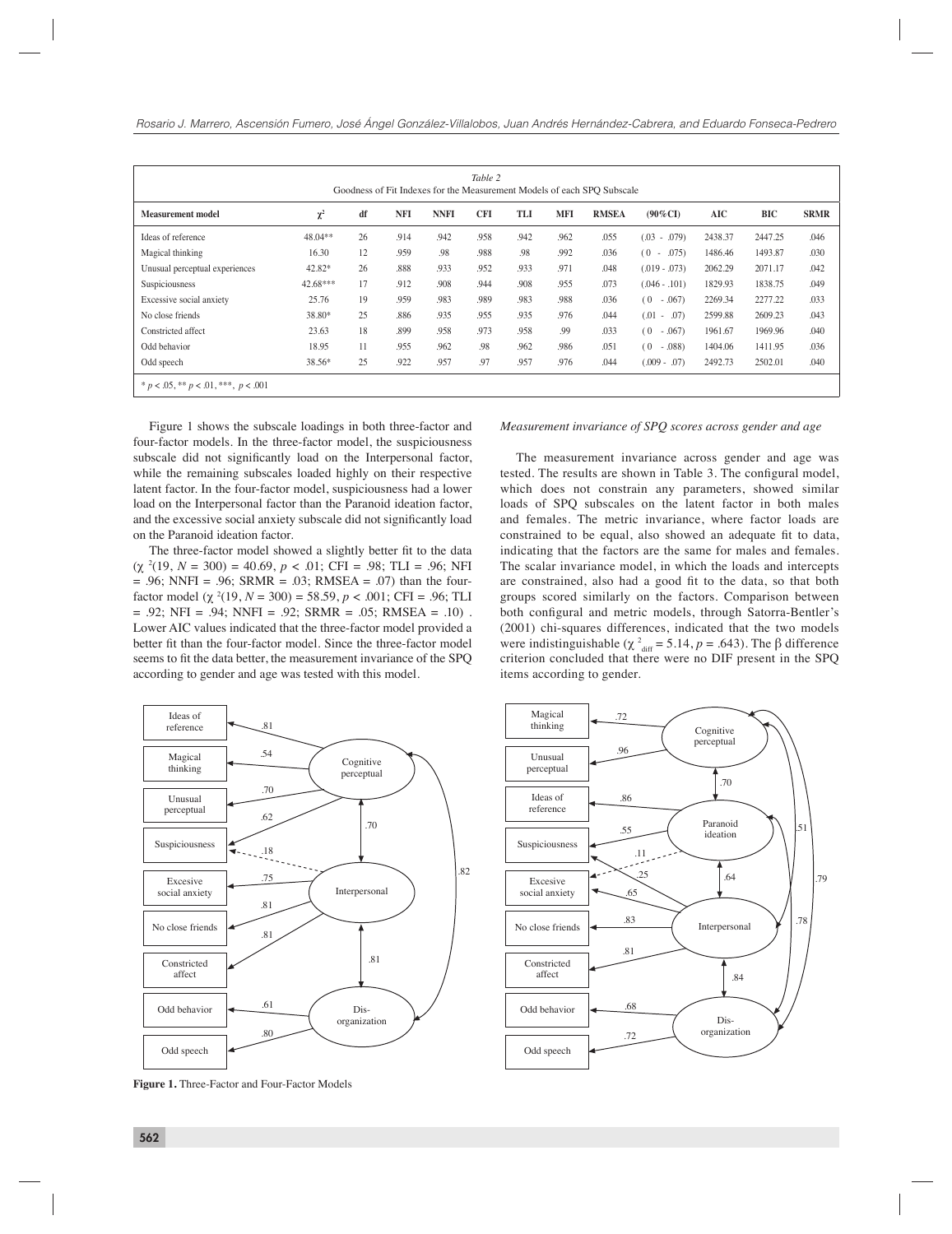*Table 2*
Goodness of Fit Indexes for the Measurement Models of each SPQ Subscale

| Measurement model | $\chi^2$ | df | NFI | NNFI | CFI | TLI | MFI | RMSEA | (90%CI) | AIC | BIC | SRMR |
|---|---|---|---|---|---|---|---|---|---|---|---|---|
| Ideas of reference | 48.04** | 26 | .914 | .942 | .958 | .942 | .962 | .055 | (.03 - .079) | 2438.37 | 2447.25 | .046 |
| Magical thinking | 16.30 | 12 | .959 | .98 | .988 | .98 | .992 | .036 | (0 - .075) | 1486.46 | 1493.87 | .030 |
| Unusual perceptual experiences | 42.82* | 26 | .888 | .933 | .952 | .933 | .971 | .048 | (.019 - .073) | 2062.29 | 2071.17 | .042 |
| Suspiciousness | 42.68*** | 17 | .912 | .908 | .944 | .908 | .955 | .073 | (.046 - .101) | 1829.93 | 1838.75 | .049 |
| Excessive social anxiety | 25.76 | 19 | .959 | .983 | .989 | .983 | .988 | .036 | (0 - .067) | 2269.34 | 2277.22 | .033 |
| No close friends | 38.80* | 25 | .886 | .935 | .955 | .935 | .976 | .044 | (.01 - .07) | 2599.88 | 2609.23 | .043 |
| Constricted affect | 23.63 | 18 | .899 | .958 | .973 | .958 | .99 | .033 | (0 - .067) | 1961.67 | 1969.96 | .040 |
| Odd behavior | 18.95 | 11 | .955 | .962 | .98 | .962 | .986 | .051 | (0 - .088) | 1404.06 | 1411.95 | .036 |
| Odd speech | 38.56* | 25 | .922 | .957 | .97 | .957 | .976 | .044 | (.009 - .07) | 2492.73 | 2502.01 | .040 |

* $p < .05$, ** $p < .01$, ***, $p < .001$

Figure 1 shows the subscale loadings in both three-factor and four-factor models. In the three-factor model, the suspiciousness subscale did not significantly load on the Interpersonal factor, while the remaining subscales loaded highly on their respective latent factor. In the four-factor model, suspiciousness had a lower load on the Interpersonal factor than the Paranoid ideation factor, and the excessive social anxiety subscale did not significantly load on the Paranoid ideation factor.

The three-factor model showed a slightly better fit to the data ($\chi^2(19, N = 300) = 40.69$, $p < .01$; CFI = .98; TLI = .96; NFI = .96; NNFI = .96; SRMR = .03; RMSEA = .07) than the four-factor model ($\chi^2(19, N = 300) = 58.59$, $p < .001$; CFI = .96; TLI = .92; NFI = .94; NNFI = .92; SRMR = .05; RMSEA = .10) . Lower AIC values indicated that the three-factor model provided a better fit than the four-factor model. Since the three-factor model seems to fit the data better, the measurement invariance of the SPQ according to gender and age was tested with this model.

*Measurement invariance of SPQ scores across gender and age*

The measurement invariance across gender and age was tested. The results are shown in Table 3. The configural model, which does not constrain any parameters, showed similar loads of SPQ subscales on the latent factor in both males and females. The metric invariance, where factor loads are constrained to be equal, also showed an adequate fit to data, indicating that the factors are the same for males and females. The scalar invariance model, in which the loads and intercepts are constrained, also had a good fit to the data, so that both groups scored similarly on the factors. Comparison between both configural and metric models, through Satorra-Bentler's (2001) chi-squares differences, indicated that the two models were indistinguishable ($\chi^2_{diff} = 5.14$, $p = .643$). The β difference criterion concluded that there were no DIF present in the SPQ items according to gender.

**Figure 1.** Three-Factor and Four-Factor Models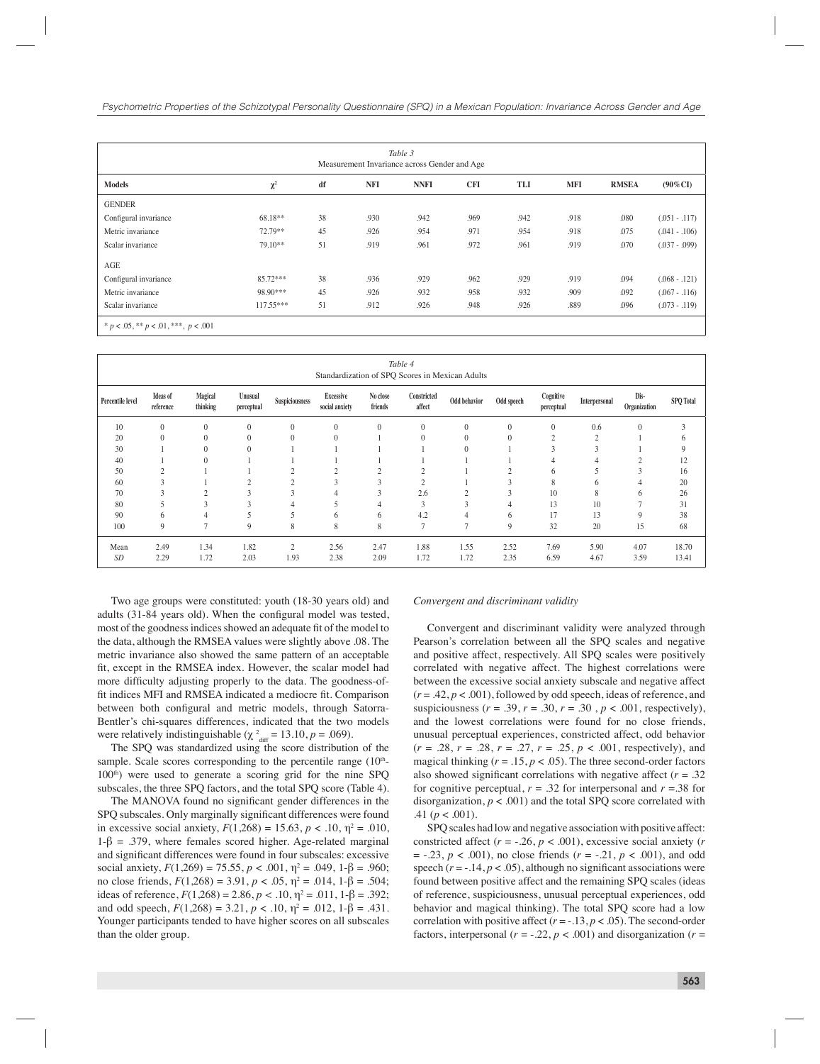| Table 3<br>Measurement Invariance across Gender and Age | | | | | | | | | |
|---|---|---|---|---|---|---|---|---|---|
| **Models** | $\chi^2$ | **df** | **NFI** | **NNFI** | **CFI** | **TLI** | **MFI** | **RMSEA** | **(90% CI)** |
| GENDER | | | | | | | | | |
| Configural invariance | 68.18** | 38 | .930 | .942 | .969 | .942 | .918 | .080 | (.051 - .117) |
| Metric invariance | 72.79** | 45 | .926 | .954 | .971 | .954 | .918 | .075 | (.041 - .106) |
| Scalar invariance | 79.10** | 51 | .919 | .961 | .972 | .961 | .919 | .070 | (.037 - .099) |
| AGE | | | | | | | | | |
| Configural invariance | 85.72*** | 38 | .936 | .929 | .962 | .929 | .919 | .094 | (.068 - .121) |
| Metric invariance | 98.90*** | 45 | .926 | .932 | .958 | .932 | .909 | .092 | (.067 - .116) |
| Scalar invariance | 117.55*** | 51 | .912 | .926 | .948 | .926 | .889 | .096 | (.073 - .119) |

* $p < .05$, ** $p < .01$, ***, $p < .001$

| Table 4<br>Standardization of SPQ Scores in Mexican Adults | | | | | | | | | | | | | |
|---|---|---|---|---|---|---|---|---|---|---|---|---|---|
| **Percentile level** | **Ideas of reference** | **Magical thinking** | **Unusual perceptual** | **Suspiciousness** | **Excessive social anxiety** | **No close friends** | **Constricted affect** | **Odd behavior** | **Odd speech** | **Cognitive perceptual** | **Interpersonal** | **Dis-Organization** | **SPQ Total** |
| 10 | 0 | 0 | 0 | 0 | 0 | 0 | 0 | 0 | 0 | 0 | 0.6 | 0 | 3 |
| 20 | 0 | 0 | 0 | 0 | 0 | 1 | 0 | 0 | 0 | 2 | 2 | 1 | 6 |
| 30 | 1 | 0 | 0 | 1 | 1 | 1 | 1 | 0 | 1 | 3 | 3 | 1 | 9 |
| 40 | 1 | 0 | 1 | 1 | 1 | 1 | 1 | 1 | 1 | 4 | 4 | 2 | 12 |
| 50 | 2 | 1 | 1 | 2 | 2 | 2 | 2 | 1 | 2 | 6 | 5 | 3 | 16 |
| 60 | 3 | 1 | 2 | 2 | 3 | 3 | 2 | 1 | 3 | 8 | 6 | 4 | 20 |
| 70 | 3 | 2 | 3 | 3 | 4 | 3 | 2.6 | 2 | 3 | 10 | 8 | 6 | 26 |
| 80 | 5 | 3 | 3 | 4 | 5 | 4 | 3 | 3 | 4 | 13 | 10 | 7 | 31 |
| 90 | 6 | 4 | 5 | 5 | 6 | 6 | 4.2 | 4 | 6 | 17 | 13 | 9 | 38 |
| 100 | 9 | 7 | 9 | 8 | 8 | 8 | 7 | 7 | 9 | 32 | 20 | 15 | 68 |
| Mean | 2.49 | 1.34 | 1.82 | 2 | 2.56 | 2.47 | 1.88 | 1.55 | 2.52 | 7.69 | 5.90 | 4.07 | 18.70 |
| *SD* | 2.29 | 1.72 | 2.03 | 1.93 | 2.38 | 2.09 | 1.72 | 1.72 | 2.35 | 6.59 | 4.67 | 3.59 | 13.41 |

Two age groups were constituted: youth (18-30 years old) and adults (31-84 years old). When the configural model was tested, most of the goodness indices showed an adequate fit of the model to the data, although the RMSEA values were slightly above .08. The metric invariance also showed the same pattern of an acceptable fit, except in the RMSEA index. However, the scalar model had more difficulty adjusting properly to the data. The goodness-of-fit indices MFI and RMSEA indicated a mediocre fit. Comparison between both configural and metric models, through Satorra-Bentler's chi-squares differences, indicated that the two models were relatively indistinguishable ($\chi^2_{diff} = 13.10$, $p = .069$).

The SPQ was standardized using the score distribution of the sample. Scale scores corresponding to the percentile range (10th-100th) were used to generate a scoring grid for the nine SPQ subscales, the three SPQ factors, and the total SPQ score (Table 4).

The MANOVA found no significant gender differences in the SPQ subscales. Only marginally significant differences were found in excessive social anxiety, $F(1,268) = 15.63$, $p < .10$, $\eta^2 = .010$, $1\text{-}\beta = .379$, where females scored higher. Age-related marginal and significant differences were found in four subscales: excessive social anxiety, $F(1,269) = 75.55$, $p < .001$, $\eta^2 = .049$, $1\text{-}\beta = .960$; no close friends, $F(1,268) = 3.91$, $p < .05$, $\eta^2 = .014$, $1\text{-}\beta = .504$; ideas of reference, $F(1,268) = 2.86$, $p < .10$, $\eta^2 = .011$, $1\text{-}\beta = .392$; and odd speech, $F(1,268) = 3.21$, $p < .10$, $\eta^2 = .012$, $1\text{-}\beta = .431$. Younger participants tended to have higher scores on all subscales than the older group.

### *Convergent and discriminant validity*

Convergent and discriminant validity were analyzed through Pearson's correlation between all the SPQ scales and negative and positive affect, respectively. All SPQ scales were positively correlated with negative affect. The highest correlations were between the excessive social anxiety subscale and negative affect ($r = .42$, $p < .001$), followed by odd speech, ideas of reference, and suspiciousness ($r = .39$, $r = .30$, $r = .30$ , $p < .001$, respectively), and the lowest correlations were found for no close friends, unusual perceptual experiences, constricted affect, odd behavior ($r = .28$, $r = .28$, $r = .27$, $r = .25$, $p < .001$, respectively), and magical thinking ($r = .15$, $p < .05$). The three second-order factors also showed significant correlations with negative affect ($r = .32$ for cognitive perceptual, $r = .32$ for interpersonal and $r = .38$ for disorganization, $p < .001$) and the total SPQ score correlated with .41 ($p < .001$).

SPQ scales had low and negative association with positive affect: constricted affect ($r = -.26$, $p < .001$), excessive social anxiety ($r = -.23$, $p < .001$), no close friends ($r = -.21$, $p < .001$), and odd speech ($r = -.14$, $p < .05$), although no significant associations were found between positive affect and the remaining SPQ scales (ideas of reference, suspiciousness, unusual perceptual experiences, odd behavior and magical thinking). The total SPQ score had a low correlation with positive affect ($r = -.13$, $p < .05$). The second-order factors, interpersonal ($r = -.22$, $p < .001$) and disorganization ($r =$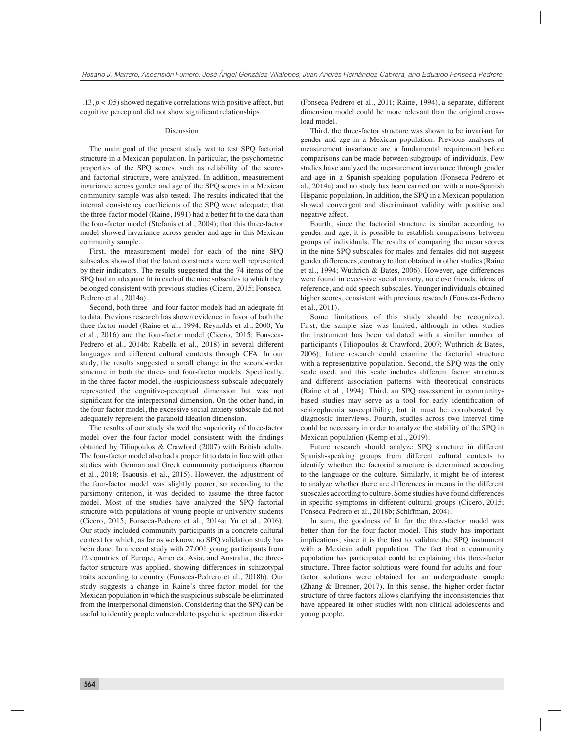-.13, $p < .05$) showed negative correlations with positive affect, but cognitive perceptual did not show significant relationships.

## Discussion

The main goal of the present study wat to test SPQ factorial structure in a Mexican population. In particular, the psychometric properties of the SPQ scores, such as reliability of the scores and factorial structure, were analyzed. In addition, measurement invariance across gender and age of the SPQ scores in a Mexican community sample was also tested. The results indicated that the internal consistency coefficients of the SPQ were adequate; that the three-factor model (Raine, 1991) had a better fit to the data than the four-factor model (Stefanis et al., 2004); that this three-factor model showed invariance across gender and age in this Mexican community sample.

First, the measurement model for each of the nine SPQ subscales showed that the latent constructs were well represented by their indicators. The results suggested that the 74 items of the SPQ had an adequate fit in each of the nine subscales to which they belonged consistent with previous studies (Cicero, 2015; Fonseca-Pedrero et al., 2014a).

Second, both three- and four-factor models had an adequate fit to data. Previous research has shown evidence in favor of both the three-factor model (Raine et al., 1994; Reynolds et al., 2000; Yu et al., 2016) and the four-factor model (Cicero, 2015; Fonseca-Pedrero et al., 2014b; Rabella et al., 2018) in several different languages and different cultural contexts through CFA. In our study, the results suggested a small change in the second-order structure in both the three- and four-factor models. Specifically, in the three-factor model, the suspiciousness subscale adequately represented the cognitive-perceptual dimension but was not significant for the interpersonal dimension. On the other hand, in the four-factor model, the excessive social anxiety subscale did not adequately represent the paranoid ideation dimension.

The results of our study showed the superiority of three-factor model over the four-factor model consistent with the findings obtained by Tiliopoulos & Crawford (2007) with British adults. The four-factor model also had a proper fit to data in line with other studies with German and Greek community participants (Barron et al., 2018; Tsaousis et al., 2015). However, the adjustment of the four-factor model was slightly poorer, so according to the parsimony criterion, it was decided to assume the three-factor model. Most of the studies have analyzed the SPQ factorial structure with populations of young people or university students (Cicero, 2015; Fonseca-Pedrero et al., 2014a; Yu et al., 2016). Our study included community participants in a concrete cultural context for which, as far as we know, no SPQ validation study has been done. In a recent study with 27,001 young participants from 12 countries of Europe, America, Asia, and Australia, the three-factor structure was applied, showing differences in schizotypal traits according to country (Fonseca-Pedrero et al., 2018b). Our study suggests a change in Raine's three-factor model for the Mexican population in which the suspicious subscale be eliminated from the interpersonal dimension. Considering that the SPQ can be useful to identify people vulnerable to psychotic spectrum disorder (Fonseca-Pedrero et al., 2011; Raine, 1994), a separate, different dimension model could be more relevant than the original cross-load model.

Third, the three-factor structure was shown to be invariant for gender and age in a Mexican population. Previous analyses of measurement invariance are a fundamental requirement before comparisons can be made between subgroups of individuals. Few studies have analyzed the measurement invariance through gender and age in a Spanish-speaking population (Fonseca-Pedrero et al., 2014a) and no study has been carried out with a non-Spanish Hispanic population. In addition, the SPQ in a Mexican population showed convergent and discriminant validity with positive and negative affect.

Fourth, since the factorial structure is similar according to gender and age, it is possible to establish comparisons between groups of individuals. The results of comparing the mean scores in the nine SPQ subscales for males and females did not suggest gender differences, contrary to that obtained in other studies (Raine et al., 1994; Wuthrich & Bates, 2006). However, age differences were found in excessive social anxiety, no close friends, ideas of reference, and odd speech subscales. Younger individuals obtained higher scores, consistent with previous research (Fonseca-Pedrero et al., 2011).

Some limitations of this study should be recognized. First, the sample size was limited, although in other studies the instrument has been validated with a similar number of participants (Tiliopoulos & Crawford, 2007; Wuthrich & Bates, 2006); future research could examine the factorial structure with a representative population. Second, the SPQ was the only scale used, and this scale includes different factor structures and different association patterns with theoretical constructs (Raine et al., 1994). Third, an SPQ assessment in community-based studies may serve as a tool for early identification of schizophrenia susceptibility, but it must be corroborated by diagnostic interviews. Fourth, studies across two interval time could be necessary in order to analyze the stability of the SPQ in Mexican population (Kemp et al., 2019).

Future research should analyze SPQ structure in different Spanish-speaking groups from different cultural contexts to identify whether the factorial structure is determined according to the language or the culture. Similarly, it might be of interest to analyze whether there are differences in means in the different subscales according to culture. Some studies have found differences in specific symptoms in different cultural groups (Cicero, 2015; Fonseca-Pedrero et al., 2018b; Schiffman, 2004).

In sum, the goodness of fit for the three-factor model was better than for the four-factor model. This study has important implications, since it is the first to validate the SPQ instrument with a Mexican adult population. The fact that a community population has participated could be explaining this three-factor structure. Three-factor solutions were found for adults and four-factor solutions were obtained for an undergraduate sample (Zhang & Brenner, 2017). In this sense, the higher-order factor structure of three factors allows clarifying the inconsistencies that have appeared in other studies with non-clinical adolescents and young people.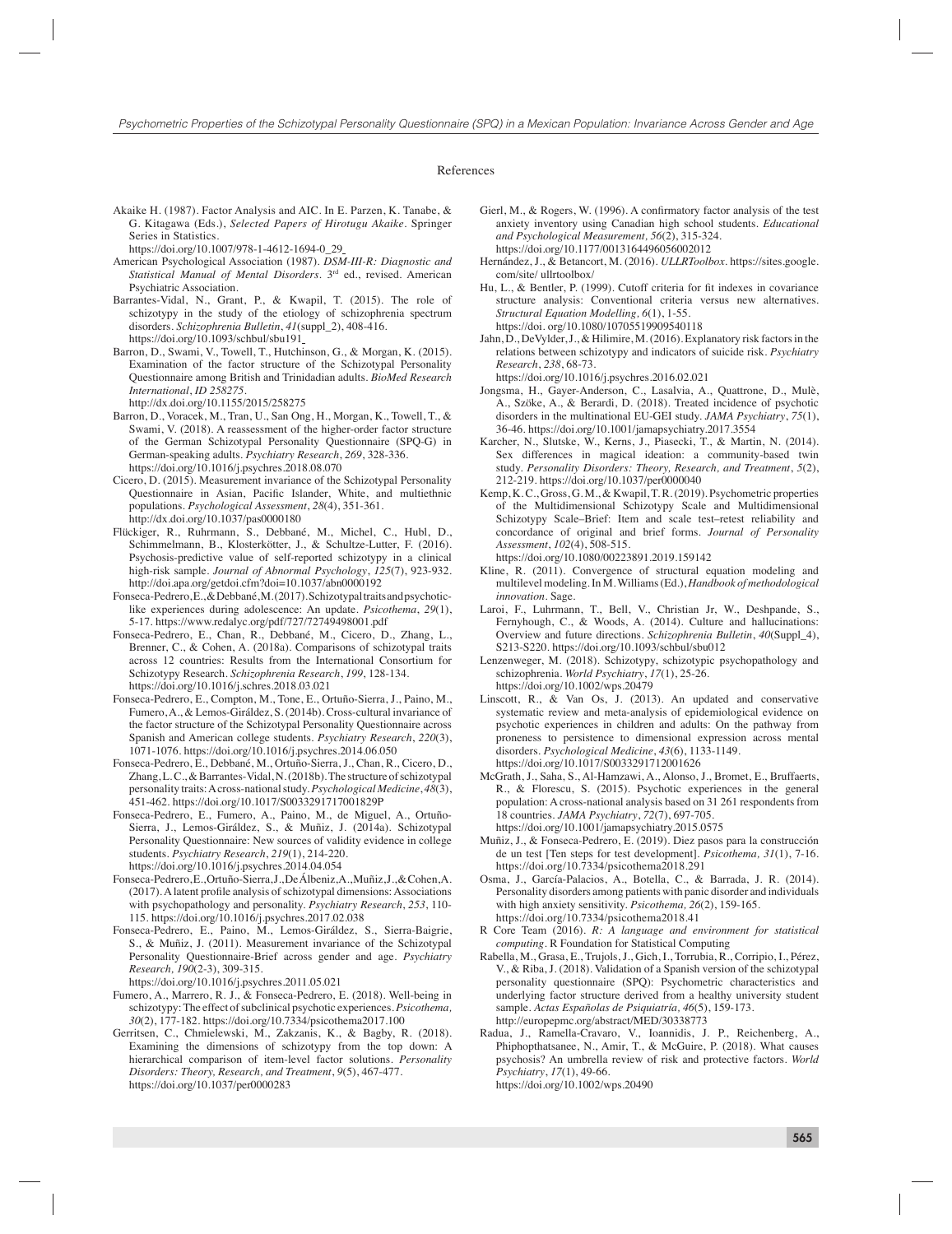## References

Akaike H. (1987). Factor Analysis and AIC. In E. Parzen, K. Tanabe, & G. Kitagawa (Eds.), *Selected Papers of Hirotugu Akaike*. Springer Series in Statistics. https://doi.org/10.1007/978-1-4612-1694-0_29

American Psychological Association (1987). *DSM-III-R: Diagnostic and Statistical Manual of Mental Disorders*. 3rd ed., revised. American Psychiatric Association.

Barrantes-Vidal, N., Grant, P., & Kwapil, T. (2015). The role of schizotypy in the study of the etiology of schizophrenia spectrum disorders. *Schizophrenia Bulletin*, *41*(suppl_2), 408-416. https://doi.org/10.1093/schbul/sbu191

Barron, D., Swami, V., Towell, T., Hutchinson, G., & Morgan, K. (2015). Examination of the factor structure of the Schizotypal Personality Questionnaire among British and Trinidadian adults. *BioMed Research International*, *ID 258275*. http://dx.doi.org/10.1155/2015/258275

Barron, D., Voracek, M., Tran, U., San Ong, H., Morgan, K., Towell, T., & Swami, V. (2018). A reassessment of the higher-order factor structure of the German Schizotypal Personality Questionnaire (SPQ-G) in German-speaking adults. *Psychiatry Research*, *269*, 328-336. https://doi.org/10.1016/j.psychres.2018.08.070

Cicero, D. (2015). Measurement invariance of the Schizotypal Personality Questionnaire in Asian, Pacific Islander, White, and multiethnic populations. *Psychological Assessment*, *28*(4), 351-361. http://dx.doi.org/10.1037/pas0000180

Flückiger, R., Ruhrmann, S., Debbané, M., Michel, C., Hubl, D., Schimmelmann, B., Klosterkötter, J., & Schultze-Lutter, F. (2016). Psychosis-predictive value of self-reported schizotypy in a clinical high-risk sample. *Journal of Abnormal Psychology*, *125*(7), 923-932. http://doi.apa.org/getdoi.cfm?doi=10.1037/abn0000192

Fonseca-Pedrero, E., & Debbané, M. (2017). Schizotypal traits and psychotic-like experiences during adolescence: An update. *Psicothema*, *29*(1), 5-17. https://www.redalyc.org/pdf/727/72749498001.pdf

Fonseca-Pedrero, E., Chan, R., Debbané, M., Cicero, D., Zhang, L., Brenner, C., & Cohen, A. (2018a). Comparisons of schizotypal traits across 12 countries: Results from the International Consortium for Schizotypy Research. *Schizophrenia Research*, *199*, 128-134. https://doi.org/10.1016/j.schres.2018.03.021

Fonseca-Pedrero, E., Compton, M., Tone, E., Ortuño-Sierra, J., Paino, M., Fumero, A., & Lemos-Giráldez, S. (2014b). Cross-cultural invariance of the factor structure of the Schizotypal Personality Questionnaire across Spanish and American college students. *Psychiatry Research*, *220*(3), 1071-1076. https://doi.org/10.1016/j.psychres.2014.06.050

Fonseca-Pedrero, E., Debbané, M., Ortuño-Sierra, J., Chan, R., Cicero, D., Zhang, L. C., & Barrantes-Vidal, N. (2018b). The structure of schizotypal personality traits: A cross-national study. *Psychological Medicine*, *48*(3), 451-462. https://doi.org/10.1017/S003329171700182​9P

Fonseca-Pedrero, E., Fumero, A., Paino, M., de Miguel, A., Ortuño-Sierra, J., Lemos-Giráldez, S., & Muñiz, J. (2014a). Schizotypal Personality Questionnaire: New sources of validity evidence in college students. *Psychiatry Research*, *219*(1), 214-220. https://doi.org/10.1016/j.psychres.2014.04.054

Fonseca-Pedrero, E., Ortuño-Sierra, J., De Álbeniz, A., Muñiz, J., & Cohen, A. (2017). A latent profile analysis of schizotypal dimensions: Associations with psychopathology and personality. *Psychiatry Research*, *253*, 110-115. https://doi.org/10.1016/j.psychres.2017.02.038

Fonseca-Pedrero, E., Paino, M., Lemos-Giráldez, S., Sierra-Baigrie, S., & Muñiz, J. (2011). Measurement invariance of the Schizotypal Personality Questionnaire-Brief across gender and age. *Psychiatry Research, 190*(2-3), 309-315. https://doi.org/10.1016/j.psychres.2011.05.021

Fumero, A., Marrero, R. J., & Fonseca-Pedrero, E. (2018). Well-being in schizotypy: The effect of subclinical psychotic experiences. *Psicothema, 30*(2), 177-182. https://doi.org/10.7334/psicothema2017.100

Gerritsen, C., Chmielewski, M., Zakzanis, K., & Bagby, R. (2018). Examining the dimensions of schizotypy from the top down: A hierarchical comparison of item-level factor solutions. *Personality Disorders: Theory, Research, and Treatment*, *9*(5), 467-477. https://doi.org/10.1037/per0000283

Gierl, M., & Rogers, W. (1996). A confirmatory factor analysis of the test anxiety inventory using Canadian high school students. *Educational and Psychological Measurement, 56*(2), 315-324. https://doi.org/10.1177/0013164496056002012

Hernández, J., & Betancort, M. (2016). *ULLRToolbox*. https://sites.google.com/site/ ullrtoolbox/

Hu, L., & Bentler, P. (1999). Cutoff criteria for fit indexes in covariance structure analysis: Conventional criteria versus new alternatives. *Structural Equation Modelling, 6*(1), 1-55. https://doi. org/10.1080/10705519909540118

Jahn, D., DeVylder, J., & Hilimire, M. (2016). Explanatory risk factors in the relations between schizotypy and indicators of suicide risk. *Psychiatry Research*, *238*, 68-73. https://doi.org/10.1016/j.psychres.2016.02.021

Jongsma, H., Gayer-Anderson, C., Lasalvia, A., Quattrone, D., Mulè, A., Szöke, A., & Berardi, D. (2018). Treated incidence of psychotic disorders in the multinational EU-GEI study. *JAMA Psychiatry*, *75*(1), 36-46. https://doi.org/10.1001/jamapsychiatry.2017.3554

Karcher, N., Slutske, W., Kerns, J., Piasecki, T., & Martin, N. (2014). Sex differences in magical ideation: a community-based twin study. *Personality Disorders: Theory, Research, and Treatment*, *5*(2), 212-219. https://doi.org/10.1037/per0000040

Kemp, K. C., Gross, G. M., & Kwapil, T. R. (2019). Psychometric properties of the Multidimensional Schizotypy Scale and Multidimensional Schizotypy Scale–Brief: Item and scale test–retest reliability and concordance of original and brief forms. *Journal of Personality Assessment*, *102*(4), 508-515. https://doi.org/10.1080/00223891.2019.159142

Kline, R. (2011). Convergence of structural equation modeling and multilevel modeling. In M. Williams (Ed.), *Handbook of methodological innovation*. Sage.

Laroi, F., Luhrmann, T., Bell, V., Christian Jr, W., Deshpande, S., Fernyhough, C., & Woods, A. (2014). Culture and hallucinations: Overview and future directions. *Schizophrenia Bulletin*, *40*(Suppl_4), S213-S220. https://doi.org/10.1093/schbul/sbu012

Lenzenweger, M. (2018). Schizotypy, schizotypic psychopathology and schizophrenia. *World Psychiatry*, *17*(1), 25-26. https://doi.org/10.1002/wps.20479

Linscott, R., & Van Os, J. (2013). An updated and conservative systematic review and meta-analysis of epidemiological evidence on psychotic experiences in children and adults: On the pathway from proneness to persistence to dimensional expression across mental disorders. *Psychological Medicine*, *43*(6), 1133-1149. https://doi.org/10.1017/S0033291712001626

McGrath, J., Saha, S., Al-Hamzawi, A., Alonso, J., Bromet, E., Bruffaerts, R., & Florescu, S. (2015). Psychotic experiences in the general population: A cross-national analysis based on 31 261 respondents from 18 countries. *JAMA Psychiatry*, *72*(7), 697-705. https://doi.org/10.1001/jamapsychiatry.2015.0575

Muñiz, J., & Fonseca-Pedrero, E. (2019). Diez pasos para la construcción de un test [Ten steps for test development]. *Psicothema, 31*(1), 7-16. https://doi.org/10.7334/psicothema2018.291

Osma, J., García-Palacios, A., Botella, C., & Barrada, J. R. (2014). Personality disorders among patients with panic disorder and individuals with high anxiety sensitivity. *Psicothema, 26*(2), 159-165. https://doi.org/10.7334/psicothema2018.41

R Core Team (2016). *R: A language and environment for statistical computing*. R Foundation for Statistical Computing

Rabella, M., Grasa, E., Trujols, J., Gich, I., Torrubia, R., Corripio, I., Pérez, V., & Riba, J. (2018). Validation of a Spanish version of the schizotypal personality questionnaire (SPQ): Psychometric characteristics and underlying factor structure derived from a healthy university student sample. *Actas Españolas de Psiquiatría, 46*(5), 159-173. http://europepmc.org/abstract/MED/30338773

Radua, J., Ramella-Cravaro, V., Ioannidis, J. P., Reichenberg, A., Phiphopthatsanee, N., Amir, T., & McGuire, P. (2018). What causes psychosis? An umbrella review of risk and protective factors. *World Psychiatry*, *17*(1), 49-66. https://doi.org/10.1002/wps.20490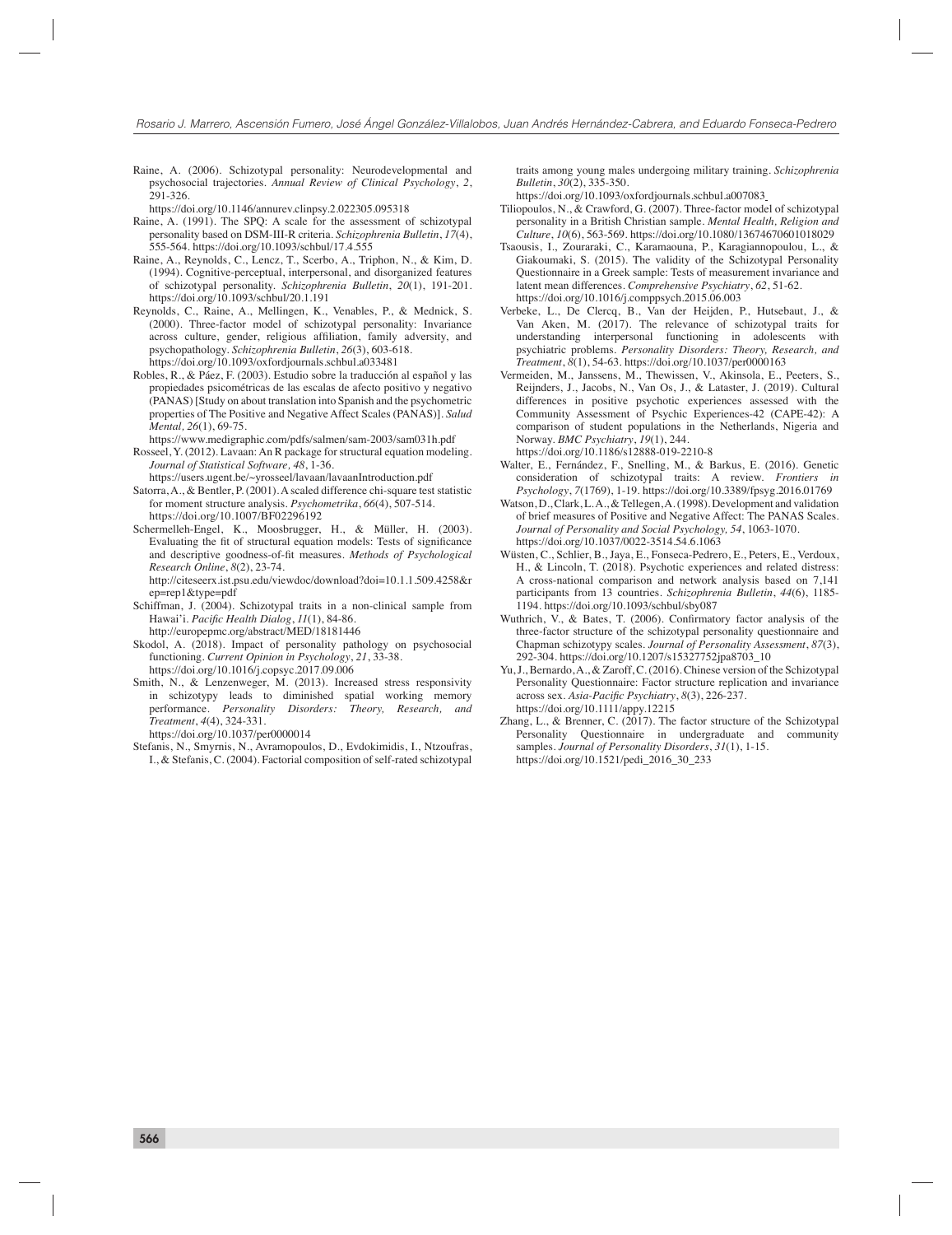Raine, A. (2006). Schizotypal personality: Neurodevelopmental and psychosocial trajectories. *Annual Review of Clinical Psychology*, *2*, 291-326. https://doi.org/10.1146/annurev.clinpsy.2.022305.095318

Raine, A. (1991). The SPQ: A scale for the assessment of schizotypal personality based on DSM-III-R criteria. *Schizophrenia Bulletin*, *17*(4), 555-564. https://doi.org/10.1093/schbul/17.4.555

Raine, A., Reynolds, C., Lencz, T., Scerbo, A., Triphon, N., & Kim, D. (1994). Cognitive-perceptual, interpersonal, and disorganized features of schizotypal personality. *Schizophrenia Bulletin*, *20*(1), 191-201. https://doi.org/10.1093/schbul/20.1.191

Reynolds, C., Raine, A., Mellingen, K., Venables, P., & Mednick, S. (2000). Three-factor model of schizotypal personality: Invariance across culture, gender, religious affiliation, family adversity, and psychopathology. *Schizophrenia Bulletin*, *26*(3), 603-618. https://doi.org/10.1093/oxfordjournals.schbul.a033481

Robles, R., & Páez, F. (2003). Estudio sobre la traducción al español y las propiedades psicométricas de las escalas de afecto positivo y negativo (PANAS) [Study on about translation into Spanish and the psychometric properties of The Positive and Negative Affect Scales (PANAS)]. *Salud Mental, 26*(1), 69-75. https://www.medigraphic.com/pdfs/salmen/sam-2003/sam031h.pdf

Rosseel, Y. (2012). Lavaan: An R package for structural equation modeling. *Journal of Statistical Software, 48*, 1-36. https://users.ugent.be/~yrosseel/lavaan/lavaanIntroduction.pdf

Satorra, A., & Bentler, P. (2001). A scaled difference chi-square test statistic for moment structure analysis. *Psychometrika*, *66*(4), 507-514. https://doi.org/10.1007/BF02296192

Schermelleh-Engel, K., Moosbrugger, H., & Müller, H. (2003). Evaluating the fit of structural equation models: Tests of significance and descriptive goodness-of-fit measures. *Methods of Psychological Research Online*, *8*(2), 23-74. http://citeseerx.ist.psu.edu/viewdoc/download?doi=10.1.1.509.4258&rep=rep1&type=pdf

Schiffman, J. (2004). Schizotypal traits in a non-clinical sample from Hawai'i. *Pacific Health Dialog*, *11*(1), 84-86. http://europepmc.org/abstract/MED/18181446

Skodol, A. (2018). Impact of personality pathology on psychosocial functioning. *Current Opinion in Psychology*, *21*, 33-38. https://doi.org/10.1016/j.copsyc.2017.09.006

Smith, N., & Lenzenweger, M. (2013). Increased stress responsivity in schizotypy leads to diminished spatial working memory performance. *Personality Disorders: Theory, Research, and Treatment*, *4*(4), 324-331. https://doi.org/10.1037/per0000014

Stefanis, N., Smyrnis, N., Avramopoulos, D., Evdokimidis, I., Ntzoufras, I., & Stefanis, C. (2004). Factorial composition of self-rated schizotypal traits among young males undergoing military training. *Schizophrenia Bulletin*, *30*(2), 335-350. https://doi.org/10.1093/oxfordjournals.schbul.a007083

Tiliopoulos, N., & Crawford, G. (2007). Three-factor model of schizotypal personality in a British Christian sample. *Mental Health, Religion and Culture*, *10*(6), 563-569. https://doi.org/10.1080/13674670601018029

Tsaousis, I., Zouraraki, C., Karamaouna, P., Karagiannopoulou, L., & Giakoumaki, S. (2015). The validity of the Schizotypal Personality Questionnaire in a Greek sample: Tests of measurement invariance and latent mean differences. *Comprehensive Psychiatry*, *62*, 51-62. https://doi.org/10.1016/j.comppsych.2015.06.003

Verbeke, L., De Clercq, B., Van der Heijden, P., Hutsebaut, J., & Van Aken, M. (2017). The relevance of schizotypal traits for understanding interpersonal functioning in adolescents with psychiatric problems. *Personality Disorders: Theory, Research, and Treatment*, *8*(1), 54-63. https://doi.org/10.1037/per0000163

Vermeiden, M., Janssens, M., Thewissen, V., Akinsola, E., Peeters, S., Reijnders, J., Jacobs, N., Van Os, J., & Lataster, J. (2019). Cultural differences in positive psychotic experiences assessed with the Community Assessment of Psychic Experiences-42 (CAPE-42): A comparison of student populations in the Netherlands, Nigeria and Norway. *BMC Psychiatry*, *19*(1), 244. https://doi.org/10.1186/s12888-019-2210-8

Walter, E., Fernández, F., Snelling, M., & Barkus, E. (2016). Genetic consideration of schizotypal traits: A review. *Frontiers in Psychology*, *7*(1769), 1-19. https://doi.org/10.3389/fpsyg.2016.01769

Watson, D., Clark, L. A., & Tellegen, A. (1998). Development and validation of brief measures of Positive and Negative Affect: The PANAS Scales. *Journal of Personality and Social Psychology, 54*, 1063-1070. https://doi.org/10.1037/0022-3514.54.6.1063

Wüsten, C., Schlier, B., Jaya, E., Fonseca-Pedrero, E., Peters, E., Verdoux, H., & Lincoln, T. (2018). Psychotic experiences and related distress: A cross-national comparison and network analysis based on 7,141 participants from 13 countries. *Schizophrenia Bulletin*, *44*(6), 1185-1194. https://doi.org/10.1093/schbul/sby087

Wuthrich, V., & Bates, T. (2006). Confirmatory factor analysis of the three-factor structure of the schizotypal personality questionnaire and Chapman schizotypy scales. *Journal of Personality Assessment*, *87*(3), 292-304. https://doi.org/10.1207/s15327752jpa8703_10

Yu, J., Bernardo, A., & Zaroff, C. (2016). Chinese version of the Schizotypal Personality Questionnaire: Factor structure replication and invariance across sex. *Asia-Pacific Psychiatry*, *8*(3), 226-237. https://doi.org/10.1111/appy.12215

Zhang, L., & Brenner, C. (2017). The factor structure of the Schizotypal Personality Questionnaire in undergraduate and community samples. *Journal of Personality Disorders*, *31*(1), 1-15. https://doi.org/10.1521/pedi_2016_30_233